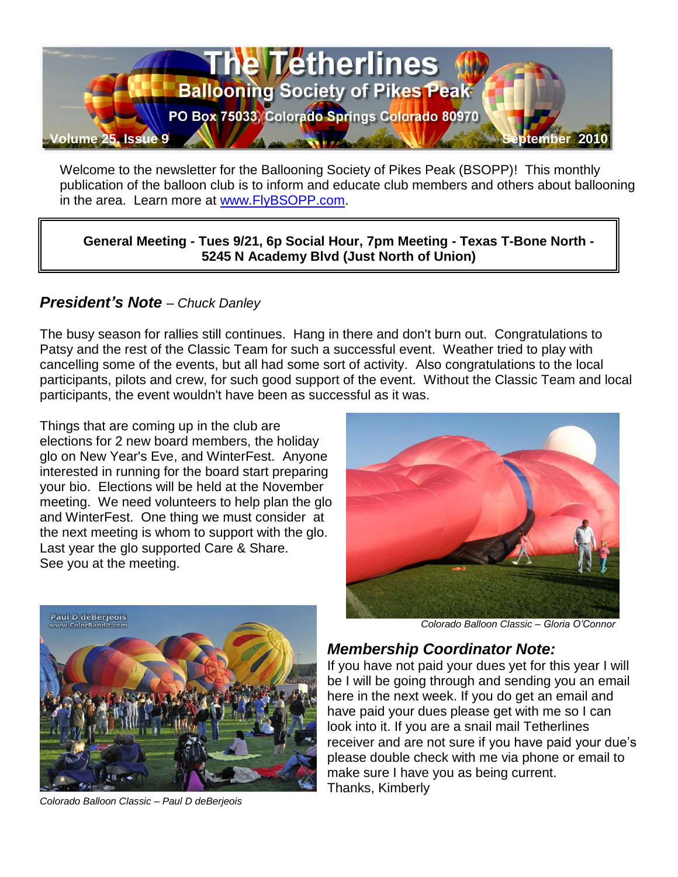# The Tetherlines

## Ballooning Society of Pikes Peak

PO Box 75033, Colorado Springs Colorado 80970

Volume 25, Issue 9 — September 2010

Welcome to the newsletter for the Ballooning Society of Pikes Peak (BSOPP)! This monthly publication of the balloon club is to inform and educate club members and others about ballooning in the area. Learn more at www.FlyBSOPP.com.

**General Meeting - Tues 9/21, 6p Social Hour, 7pm Meeting - Texas T-Bone North - 5245 N Academy Blvd (Just North of Union)**

## *President's Note* – *Chuck Danley*

The busy season for rallies still continues. Hang in there and don't burn out. Congratulations to Patsy and the rest of the Classic Team for such a successful event. Weather tried to play with cancelling some of the events, but all had some sort of activity. Also congratulations to the local participants, pilots and crew, for such good support of the event. Without the Classic Team and local participants, the event wouldn't have been as successful as it was.

Things that are coming up in the club are elections for 2 new board members, the holiday glo on New Year's Eve, and WinterFest. Anyone interested in running for the board start preparing your bio. Elections will be held at the November meeting. We need volunteers to help plan the glo and WinterFest. One thing we must consider at the next meeting is whom to support with the glo. Last year the glo supported Care & Share.
See you at the meeting.

*Colorado Balloon Classic – Gloria O'Connor*

*Colorado Balloon Classic – Paul D deBerjeois*

## *Membership Coordinator Note:*

If you have not paid your dues yet for this year I will be I will be going through and sending you an email here in the next week. If you do get an email and have paid your dues please get with me so I can look into it. If you are a snail mail Tetherlines receiver and are not sure if you have paid your due's please double check with me via phone or email to make sure I have you as being current.
Thanks, Kimberly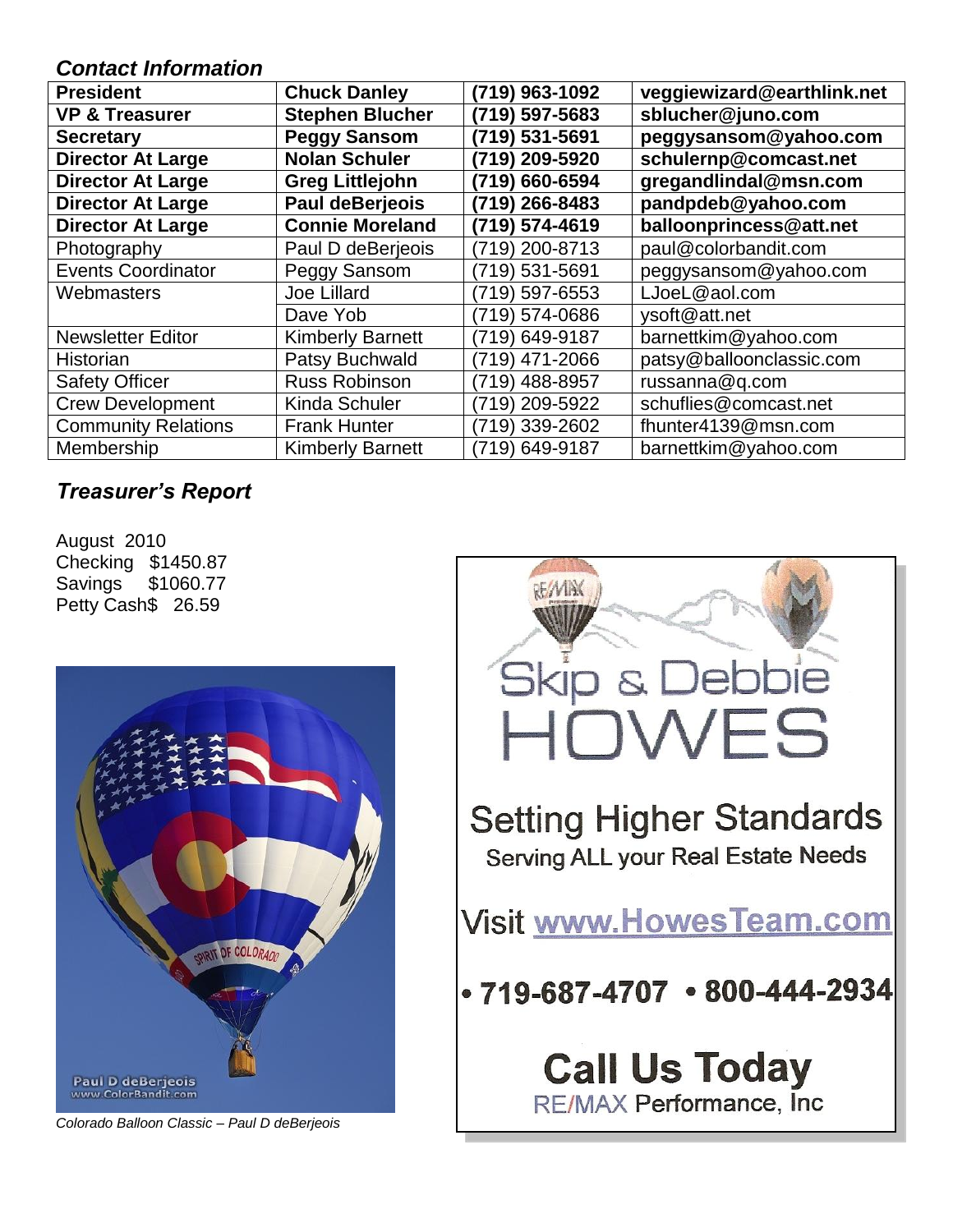### *Contact Information*

| President | Chuck Danley | (719) 963-1092 | veggiewizard@earthlink.net |
|---|---|---|---|
| **VP & Treasurer** | **Stephen Blucher** | **(719) 597-5683** | **sblucher@juno.com** |
| **Secretary** | **Peggy Sansom** | **(719) 531-5691** | **peggysansom@yahoo.com** |
| **Director At Large** | **Nolan Schuler** | **(719) 209-5920** | **schulernp@comcast.net** |
| **Director At Large** | **Greg Littlejohn** | **(719) 660-6594** | **gregandlindal@msn.com** |
| **Director At Large** | **Paul deBerjeois** | **(719) 266-8483** | **pandpdeb@yahoo.com** |
| **Director At Large** | **Connie Moreland** | **(719) 574-4619** | **balloonprincess@att.net** |
| Photography | Paul D deBerjeois | (719) 200-8713 | paul@colorbandit.com |
| Events Coordinator | Peggy Sansom | (719) 531-5691 | peggysansom@yahoo.com |
| Webmasters | Joe Lillard | (719) 597-6553 | LJoeL@aol.com |
| | Dave Yob | (719) 574-0686 | ysoft@att.net |
| Newsletter Editor | Kimberly Barnett | (719) 649-9187 | barnettkim@yahoo.com |
| Historian | Patsy Buchwald | (719) 471-2066 | patsy@balloonclassic.com |
| Safety Officer | Russ Robinson | (719) 488-8957 | russanna@q.com |
| Crew Development | Kinda Schuler | (719) 209-5922 | schuflies@comcast.net |
| Community Relations | Frank Hunter | (719) 339-2602 | fhunter4139@msn.com |
| Membership | Kimberly Barnett | (719) 649-9187 | barnettkim@yahoo.com |

### *Treasurer's Report*

August 2010
Checking $1450.87
Savings $1060.77
Petty Cash$ 26.59

*Colorado Balloon Classic – Paul D deBerjeois*

Skip & Debbie HOWES

Setting Higher Standards
Serving ALL your Real Estate Needs

Visit www.HowesTeam.com

• 719-687-4707 • 800-444-2934

**Call Us Today**
RE/MAX Performance, Inc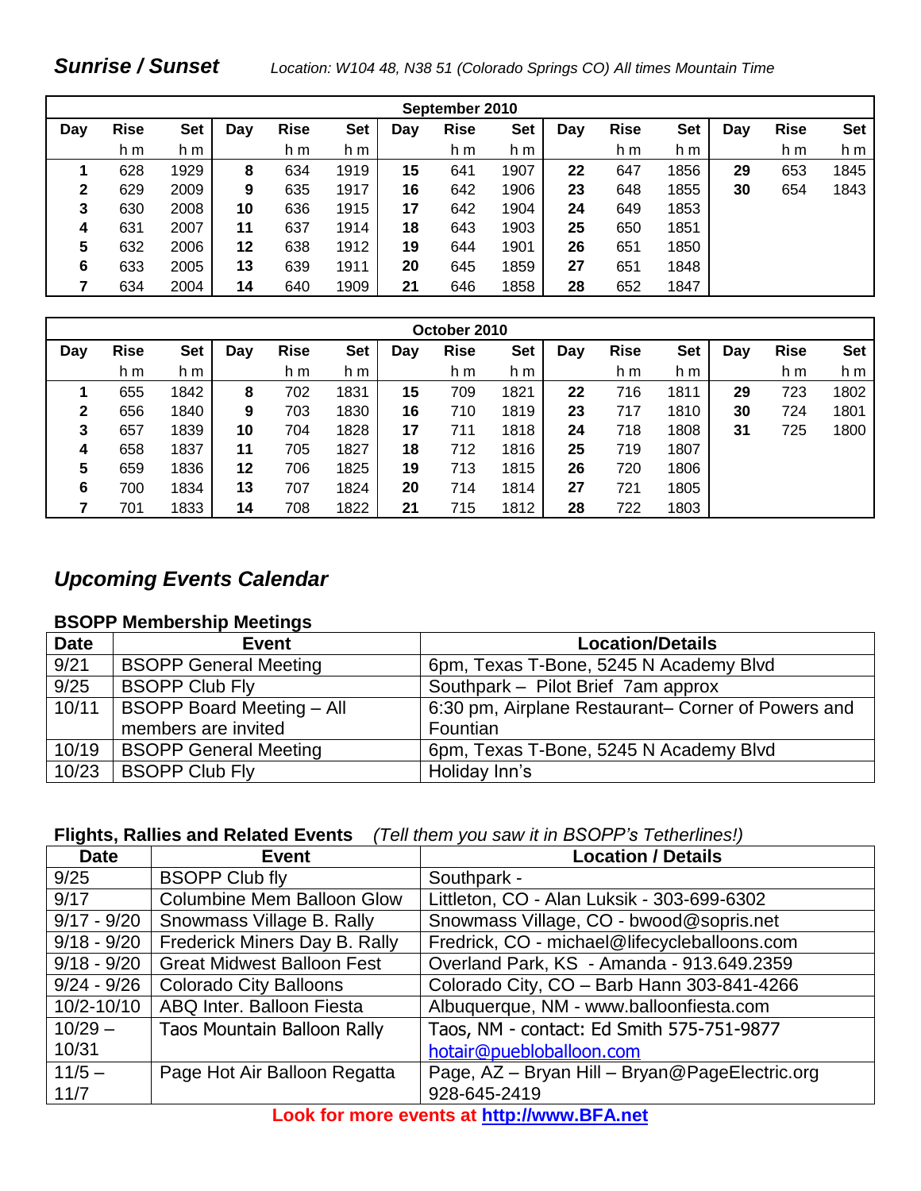## *Sunrise / Sunset*

*Location: W104 48, N38 51 (Colorado Springs CO) All times Mountain Time*

| September 2010 | | | | | | | | | | | | | | |
|---|---|---|---|---|---|---|---|---|---|---|---|---|---|---|
| Day | Rise | Set | Day | Rise | Set | Day | Rise | Set | Day | Rise | Set | Day | Rise | Set |
| | h m | h m | | h m | h m | | h m | h m | | h m | h m | | h m | h m |
| **1** | 628 | 1929 | **8** | 634 | 1919 | **15** | 641 | 1907 | **22** | 647 | 1856 | **29** | 653 | 1845 |
| **2** | 629 | 2009 | **9** | 635 | 1917 | **16** | 642 | 1906 | **23** | 648 | 1855 | **30** | 654 | 1843 |
| **3** | 630 | 2008 | **10** | 636 | 1915 | **17** | 642 | 1904 | **24** | 649 | 1853 | | | |
| **4** | 631 | 2007 | **11** | 637 | 1914 | **18** | 643 | 1903 | **25** | 650 | 1851 | | | |
| **5** | 632 | 2006 | **12** | 638 | 1912 | **19** | 644 | 1901 | **26** | 651 | 1850 | | | |
| **6** | 633 | 2005 | **13** | 639 | 1911 | **20** | 645 | 1859 | **27** | 651 | 1848 | | | |
| **7** | 634 | 2004 | **14** | 640 | 1909 | **21** | 646 | 1858 | **28** | 652 | 1847 | | | |

| October 2010 | | | | | | | | | | | | | | |
|---|---|---|---|---|---|---|---|---|---|---|---|---|---|---|
| Day | Rise | Set | Day | Rise | Set | Day | Rise | Set | Day | Rise | Set | Day | Rise | Set |
| | h m | h m | | h m | h m | | h m | h m | | h m | h m | | h m | h m |
| **1** | 655 | 1842 | **8** | 702 | 1831 | **15** | 709 | 1821 | **22** | 716 | 1811 | **29** | 723 | 1802 |
| **2** | 656 | 1840 | **9** | 703 | 1830 | **16** | 710 | 1819 | **23** | 717 | 1810 | **30** | 724 | 1801 |
| **3** | 657 | 1839 | **10** | 704 | 1828 | **17** | 711 | 1818 | **24** | 718 | 1808 | **31** | 725 | 1800 |
| **4** | 658 | 1837 | **11** | 705 | 1827 | **18** | 712 | 1816 | **25** | 719 | 1807 | | | |
| **5** | 659 | 1836 | **12** | 706 | 1825 | **19** | 713 | 1815 | **26** | 720 | 1806 | | | |
| **6** | 700 | 1834 | **13** | 707 | 1824 | **20** | 714 | 1814 | **27** | 721 | 1805 | | | |
| **7** | 701 | 1833 | **14** | 708 | 1822 | **21** | 715 | 1812 | **28** | 722 | 1803 | | | |

## *Upcoming Events Calendar*

### BSOPP Membership Meetings

| Date | Event | Location/Details |
|---|---|---|
| 9/21 | BSOPP General Meeting | 6pm, Texas T-Bone, 5245 N Academy Blvd |
| 9/25 | BSOPP Club Fly | Southpark – Pilot Brief 7am approx |
| 10/11 | BSOPP Board Meeting – All members are invited | 6:30 pm, Airplane Restaurant– Corner of Powers and Fountian |
| 10/19 | BSOPP General Meeting | 6pm, Texas T-Bone, 5245 N Academy Blvd |
| 10/23 | BSOPP Club Fly | Holiday Inn's |

### Flights, Rallies and Related Events *(Tell them you saw it in BSOPP's Tetherlines!)*

| Date | Event | Location / Details |
|---|---|---|
| 9/25 | BSOPP Club fly | Southpark - |
| 9/17 | Columbine Mem Balloon Glow | Littleton, CO - Alan Luksik - 303-699-6302 |
| 9/17 - 9/20 | Snowmass Village B. Rally | Snowmass Village, CO - bwood@sopris.net |
| 9/18 - 9/20 | Frederick Miners Day B. Rally | Fredrick, CO - michael@lifecycleballoons.com |
| 9/18 - 9/20 | Great Midwest Balloon Fest | Overland Park, KS - Amanda - 913.649.2359 |
| 9/24 - 9/26 | Colorado City Balloons | Colorado City, CO – Barb Hann 303-841-4266 |
| 10/2-10/10 | ABQ Inter. Balloon Fiesta | Albuquerque, NM - www.balloonfiesta.com |
| 10/29 – 10/31 | Taos Mountain Balloon Rally | Taos, NM - contact: Ed Smith 575-751-9877 hotair@puebloballoon.com |
| 11/5 – 11/7 | Page Hot Air Balloon Regatta | Page, AZ – Bryan Hill – Bryan@PageElectric.org 928-645-2419 |

**Look for more events at http://www.BFA.net**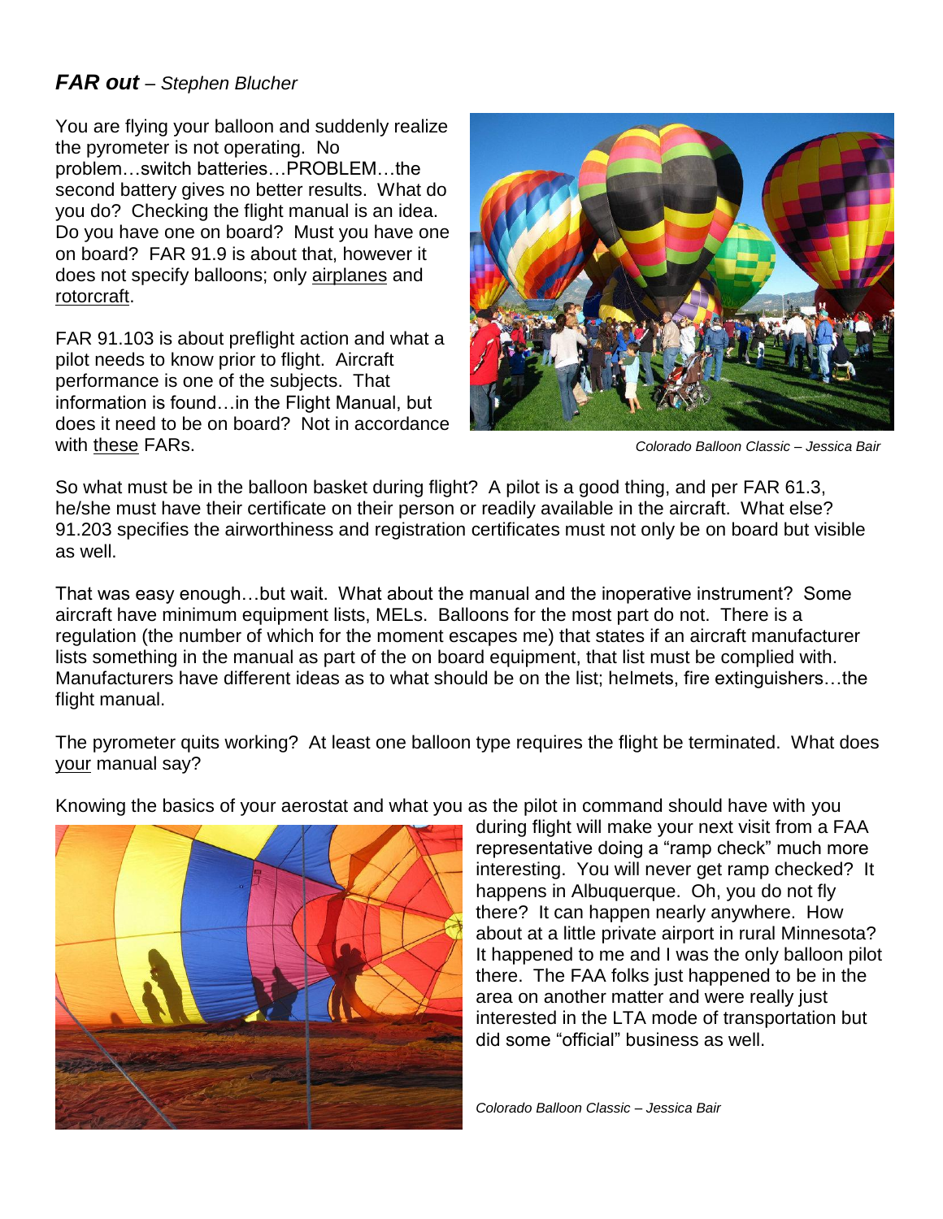## ***FAR out*** *– Stephen Blucher*

You are flying your balloon and suddenly realize the pyrometer is not operating. No problem…switch batteries…PROBLEM…the second battery gives no better results. What do you do? Checking the flight manual is an idea. Do you have one on board? Must you have one on board? FAR 91.9 is about that, however it does not specify balloons; only airplanes and rotorcraft.

FAR 91.103 is about preflight action and what a pilot needs to know prior to flight. Aircraft performance is one of the subjects. That information is found…in the Flight Manual, but does it need to be on board? Not in accordance with these FARs.

*Colorado Balloon Classic – Jessica Bair*

So what must be in the balloon basket during flight? A pilot is a good thing, and per FAR 61.3, he/she must have their certificate on their person or readily available in the aircraft. What else? 91.203 specifies the airworthiness and registration certificates must not only be on board but visible as well.

That was easy enough…but wait. What about the manual and the inoperative instrument? Some aircraft have minimum equipment lists, MELs. Balloons for the most part do not. There is a regulation (the number of which for the moment escapes me) that states if an aircraft manufacturer lists something in the manual as part of the on board equipment, that list must be complied with. Manufacturers have different ideas as to what should be on the list; helmets, fire extinguishers…the flight manual.

The pyrometer quits working? At least one balloon type requires the flight be terminated. What does your manual say?

Knowing the basics of your aerostat and what you as the pilot in command should have with you during flight will make your next visit from a FAA representative doing a "ramp check" much more interesting. You will never get ramp checked? It happens in Albuquerque. Oh, you do not fly there? It can happen nearly anywhere. How about at a little private airport in rural Minnesota? It happened to me and I was the only balloon pilot there. The FAA folks just happened to be in the area on another matter and were really just interested in the LTA mode of transportation but did some "official" business as well.

*Colorado Balloon Classic – Jessica Bair*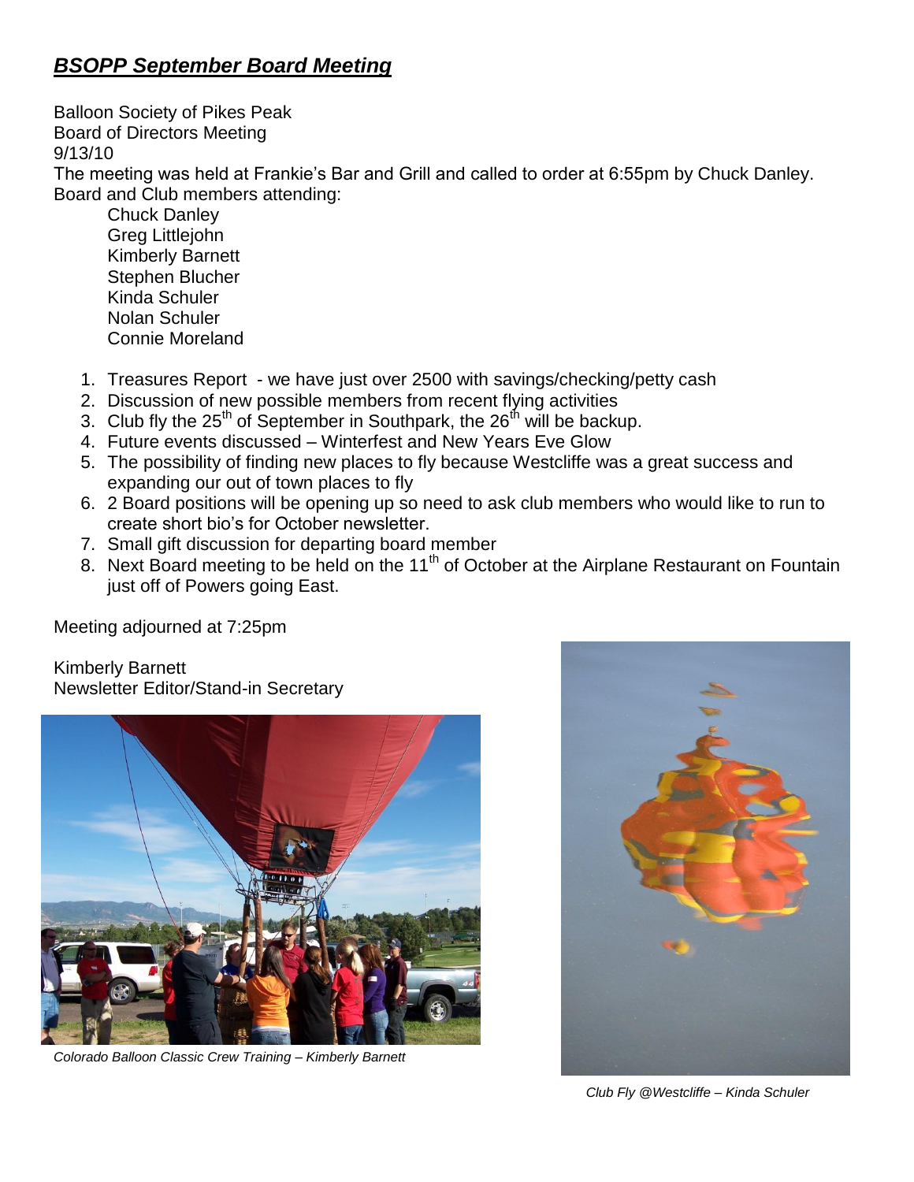## ***BSOPP September Board Meeting***

Balloon Society of Pikes Peak
Board of Directors Meeting
9/13/10
The meeting was held at Frankie's Bar and Grill and called to order at 6:55pm by Chuck Danley.
Board and Club members attending:

Chuck Danley
Greg Littlejohn
Kimberly Barnett
Stephen Blucher
Kinda Schuler
Nolan Schuler
Connie Moreland

1. Treasures Report - we have just over 2500 with savings/checking/petty cash
2. Discussion of new possible members from recent flying activities
3. Club fly the 25th of September in Southpark, the 26th will be backup.
4. Future events discussed – Winterfest and New Years Eve Glow
5. The possibility of finding new places to fly because Westcliffe was a great success and expanding our out of town places to fly
6. 2 Board positions will be opening up so need to ask club members who would like to run to create short bio's for October newsletter.
7. Small gift discussion for departing board member
8. Next Board meeting to be held on the 11th of October at the Airplane Restaurant on Fountain just off of Powers going East.

Meeting adjourned at 7:25pm

Kimberly Barnett
Newsletter Editor/Stand-in Secretary

*Colorado Balloon Classic Crew Training – Kimberly Barnett*

*Club Fly @Westcliffe – Kinda Schuler*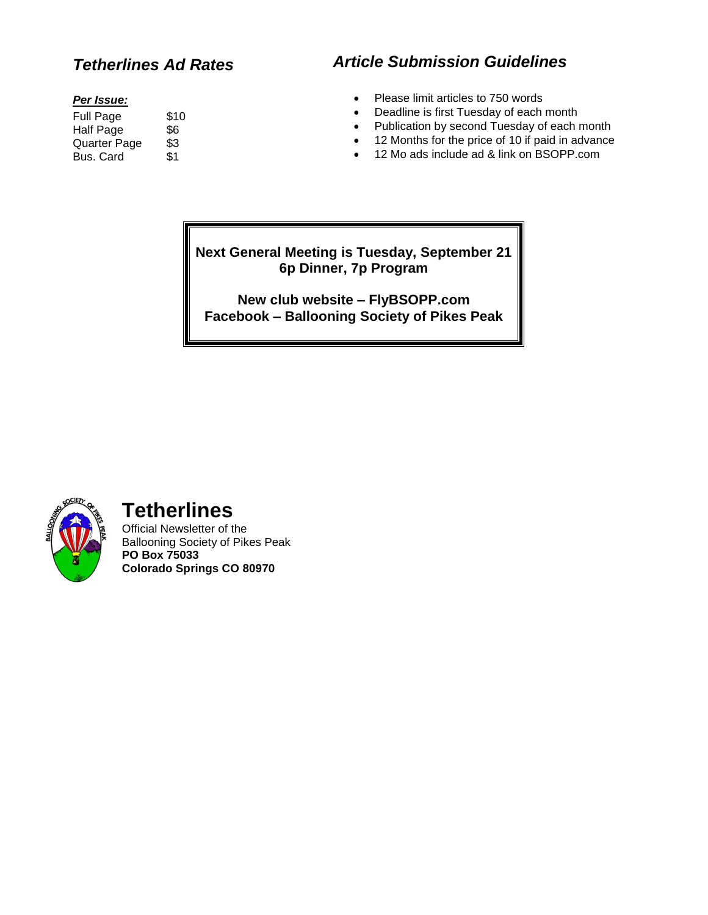## *Tetherlines Ad Rates*

***Per Issue:***

| | |
|---|---|
| Full Page | $10 |
| Half Page | $6 |
| Quarter Page | $3 |
| Bus. Card | $1 |

## *Article Submission Guidelines*

- Please limit articles to 750 words
- Deadline is first Tuesday of each month
- Publication by second Tuesday of each month
- 12 Months for the price of 10 if paid in advance
- 12 Mo ads include ad & link on BSOPP.com

**Next General Meeting is Tuesday, September 21**
**6p Dinner, 7p Program**

**New club website – FlyBSOPP.com**
**Facebook – Ballooning Society of Pikes Peak**

# Tetherlines

Official Newsletter of the
Ballooning Society of Pikes Peak
**PO Box 75033**
**Colorado Springs CO 80970**